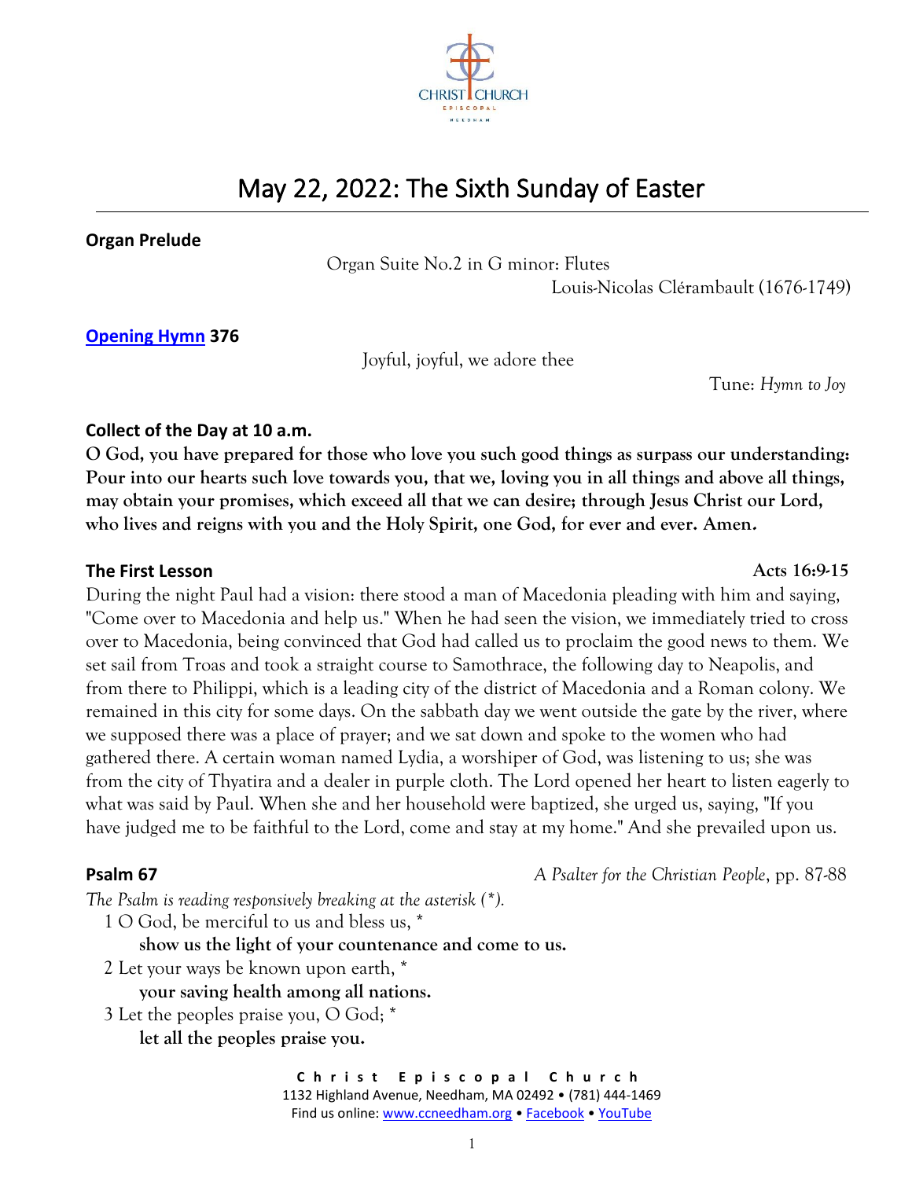# May 22, 2022: The Sixth Sunday of Easter

**Organ Prelude**

Organ Suite No.2 in G minor: Flutes
Louis-Nicolas Clérambault (1676-1749)

**[Opening Hymn]() 376**

Joyful, joyful, we adore thee
Tune: *Hymn to Joy*

**Collect of the Day at 10 a.m.**

**O God, you have prepared for those who love you such good things as surpass our understanding: Pour into our hearts such love towards you, that we, loving you in all things and above all things, may obtain your promises, which exceed all that we can desire; through Jesus Christ our Lord, who lives and reigns with you and the Holy Spirit, one God, for ever and ever. Amen.**

**The First Lesson** **Acts 16:9-15**

During the night Paul had a vision: there stood a man of Macedonia pleading with him and saying, "Come over to Macedonia and help us." When he had seen the vision, we immediately tried to cross over to Macedonia, being convinced that God had called us to proclaim the good news to them. We set sail from Troas and took a straight course to Samothrace, the following day to Neapolis, and from there to Philippi, which is a leading city of the district of Macedonia and a Roman colony. We remained in this city for some days. On the sabbath day we went outside the gate by the river, where we supposed there was a place of prayer; and we sat down and spoke to the women who had gathered there. A certain woman named Lydia, a worshiper of God, was listening to us; she was from the city of Thyatira and a dealer in purple cloth. The Lord opened her heart to listen eagerly to what was said by Paul. When she and her household were baptized, she urged us, saying, "If you have judged me to be faithful to the Lord, come and stay at my home." And she prevailed upon us.

**Psalm 67** *A Psalter for the Christian People*, pp. 87-88

*The Psalm is reading responsively breaking at the asterisk (*).*

1 O God, be merciful to us and bless us, *
  **show us the light of your countenance and come to us.**
2 Let your ways be known upon earth, *
  **your saving health among all nations.**
3 Let the peoples praise you, O God; *
  **let all the peoples praise you.**

**Christ Episcopal Church**
1132 Highland Avenue, Needham, MA 02492 • (781) 444-1469
Find us online: www.ccneedham.org • Facebook • YouTube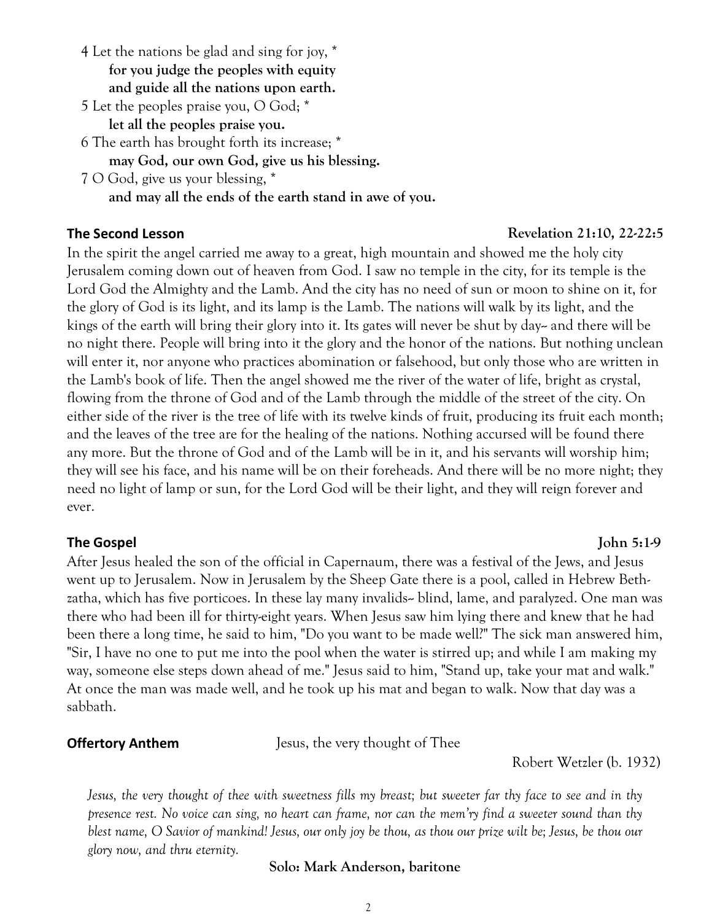4 Let the nations be glad and sing for joy, *
**for you judge the peoples with equity**
**and guide all the nations upon earth.**

5 Let the peoples praise you, O God; *
**let all the peoples praise you.**

6 The earth has brought forth its increase; *
**may God, our own God, give us his blessing.**

7 O God, give us your blessing, *
**and may all the ends of the earth stand in awe of you.**

**The Second Lesson** **Revelation 21:10, 22-22:5**

In the spirit the angel carried me away to a great, high mountain and showed me the holy city Jerusalem coming down out of heaven from God. I saw no temple in the city, for its temple is the Lord God the Almighty and the Lamb. And the city has no need of sun or moon to shine on it, for the glory of God is its light, and its lamp is the Lamb. The nations will walk by its light, and the kings of the earth will bring their glory into it. Its gates will never be shut by day-- and there will be no night there. People will bring into it the glory and the honor of the nations. But nothing unclean will enter it, nor anyone who practices abomination or falsehood, but only those who are written in the Lamb's book of life. Then the angel showed me the river of the water of life, bright as crystal, flowing from the throne of God and of the Lamb through the middle of the street of the city. On either side of the river is the tree of life with its twelve kinds of fruit, producing its fruit each month; and the leaves of the tree are for the healing of the nations. Nothing accursed will be found there any more. But the throne of God and of the Lamb will be in it, and his servants will worship him; they will see his face, and his name will be on their foreheads. And there will be no more night; they need no light of lamp or sun, for the Lord God will be their light, and they will reign forever and ever.

**The Gospel** **John 5:1-9**

After Jesus healed the son of the official in Capernaum, there was a festival of the Jews, and Jesus went up to Jerusalem. Now in Jerusalem by the Sheep Gate there is a pool, called in Hebrew Beth-zatha, which has five porticoes. In these lay many invalids-- blind, lame, and paralyzed. One man was there who had been ill for thirty-eight years. When Jesus saw him lying there and knew that he had been there a long time, he said to him, "Do you want to be made well?" The sick man answered him, "Sir, I have no one to put me into the pool when the water is stirred up; and while I am making my way, someone else steps down ahead of me." Jesus said to him, "Stand up, take your mat and walk." At once the man was made well, and he took up his mat and began to walk. Now that day was a sabbath.

**Offertory Anthem** Jesus, the very thought of Thee

Robert Wetzler (b. 1932)

*Jesus, the very thought of thee with sweetness fills my breast; but sweeter far thy face to see and in thy presence rest. No voice can sing, no heart can frame, nor can the mem'ry find a sweeter sound than thy blest name, O Savior of mankind! Jesus, our only joy be thou, as thou our prize wilt be; Jesus, be thou our glory now, and thru eternity.*

**Solo: Mark Anderson, baritone**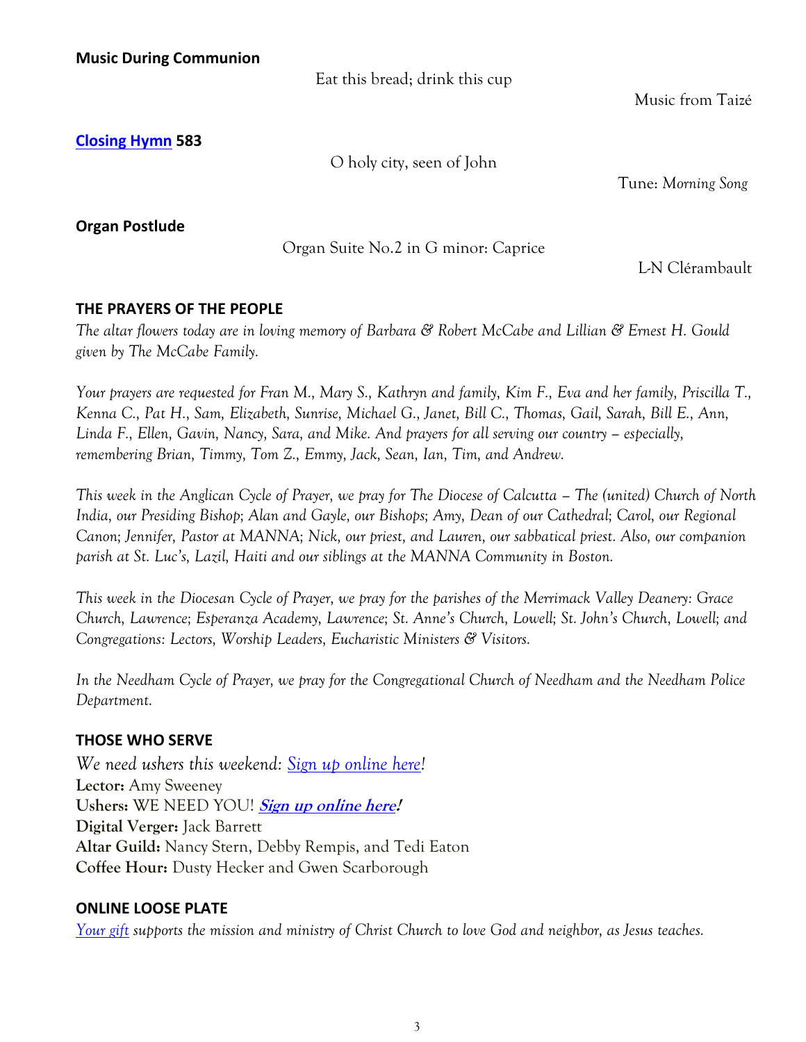**Music During Communion**

Eat this bread; drink this cup

Music from Taizé

**[Closing Hymn](#) 583**

O holy city, seen of John

Tune: *Morning Song*

**Organ Postlude**

Organ Suite No.2 in G minor: Caprice

L-N Clérambault

## THE PRAYERS OF THE PEOPLE

*The altar flowers today are in loving memory of Barbara & Robert McCabe and Lillian & Ernest H. Gould given by The McCabe Family.*

*Your prayers are requested for Fran M., Mary S., Kathryn and family, Kim F., Eva and her family, Priscilla T., Kenna C., Pat H., Sam, Elizabeth, Sunrise, Michael G., Janet, Bill C., Thomas, Gail, Sarah, Bill E., Ann, Linda F., Ellen, Gavin, Nancy, Sara, and Mike. And prayers for all serving our country – especially, remembering Brian, Timmy, Tom Z., Emmy, Jack, Sean, Ian, Tim, and Andrew.*

*This week in the Anglican Cycle of Prayer, we pray for The Diocese of Calcutta – The (united) Church of North India, our Presiding Bishop; Alan and Gayle, our Bishops; Amy, Dean of our Cathedral; Carol, our Regional Canon; Jennifer, Pastor at MANNA; Nick, our priest, and Lauren, our sabbatical priest. Also, our companion parish at St. Luc's, Lazil, Haiti and our siblings at the MANNA Community in Boston.*

*This week in the Diocesan Cycle of Prayer, we pray for the parishes of the Merrimack Valley Deanery: Grace Church, Lawrence; Esperanza Academy, Lawrence; St. Anne's Church, Lowell; St. John's Church, Lowell; and Congregations: Lectors, Worship Leaders, Eucharistic Ministers & Visitors.*

*In the Needham Cycle of Prayer, we pray for the Congregational Church of Needham and the Needham Police Department.*

## THOSE WHO SERVE

*We need ushers this weekend: [Sign up online here](#)!*
**Lector:** Amy Sweeney
**Ushers:** WE NEED YOU! ***[Sign up online here](#)!***
**Digital Verger:** Jack Barrett
**Altar Guild:** Nancy Stern, Debby Rempis, and Tedi Eaton
**Coffee Hour:** Dusty Hecker and Gwen Scarborough

## ONLINE LOOSE PLATE

*[Your gift](#) supports the mission and ministry of Christ Church to love God and neighbor, as Jesus teaches.*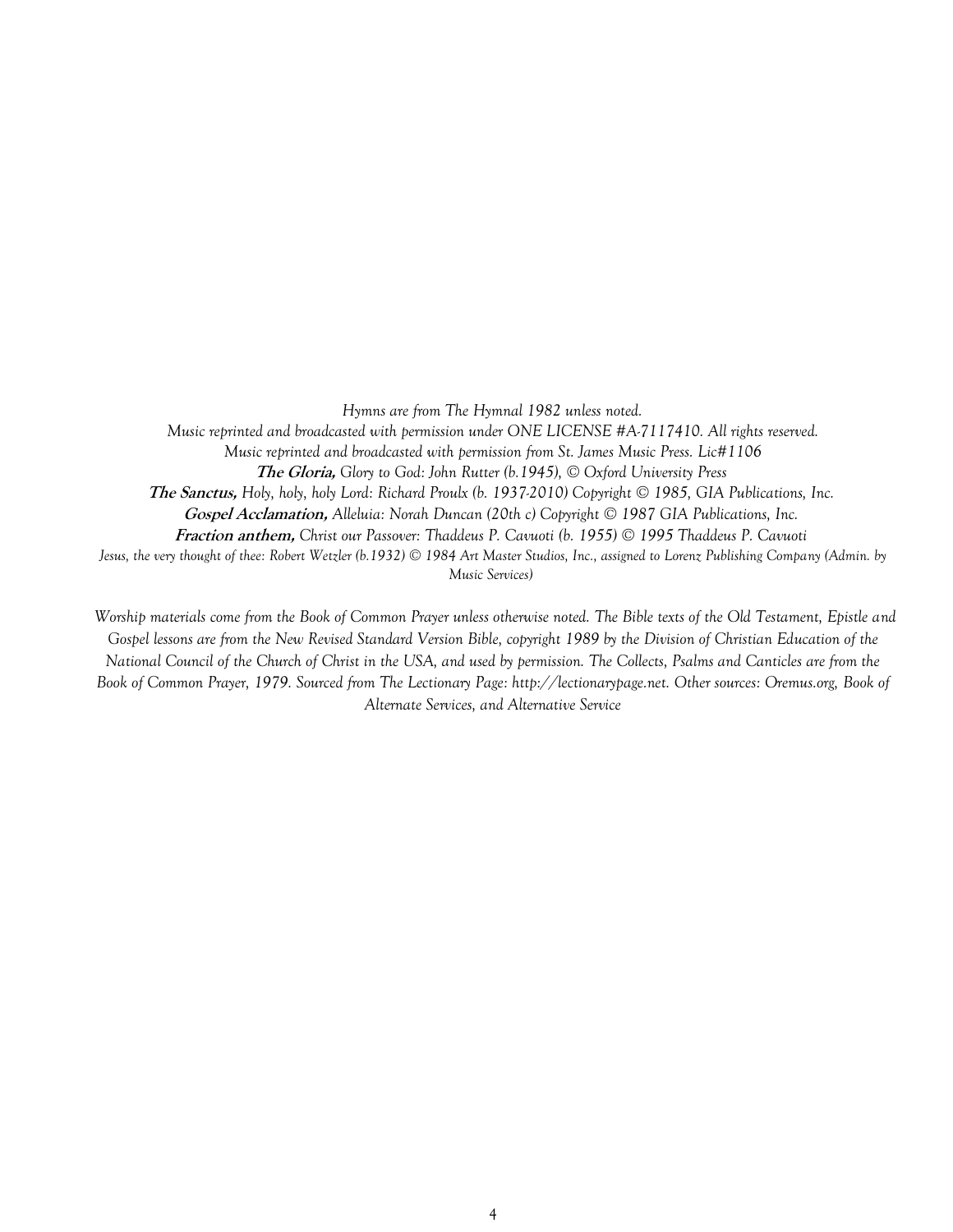*Hymns are from The Hymnal 1982 unless noted.*
*Music reprinted and broadcasted with permission under ONE LICENSE #A-7117410. All rights reserved.*
*Music reprinted and broadcasted with permission from St. James Music Press. Lic#1106*
***The Gloria,*** *Glory to God: John Rutter (b.1945), © Oxford University Press*
***The Sanctus,*** *Holy, holy, holy Lord: Richard Proulx (b. 1937-2010) Copyright © 1985, GIA Publications, Inc.*
***Gospel Acclamation,*** *Alleluia: Norah Duncan (20th c) Copyright © 1987 GIA Publications, Inc.*
***Fraction anthem,*** *Christ our Passover: Thaddeus P. Cavuoti (b. 1955) © 1995 Thaddeus P. Cavuoti*
*Jesus, the very thought of thee: Robert Wetzler (b.1932) © 1984 Art Master Studios, Inc., assigned to Lorenz Publishing Company (Admin. by Music Services)*

*Worship materials come from the Book of Common Prayer unless otherwise noted. The Bible texts of the Old Testament, Epistle and Gospel lessons are from the New Revised Standard Version Bible, copyright 1989 by the Division of Christian Education of the National Council of the Church of Christ in the USA, and used by permission. The Collects, Psalms and Canticles are from the Book of Common Prayer, 1979. Sourced from The Lectionary Page: http://lectionarypage.net. Other sources: Oremus.org, Book of Alternate Services, and Alternative Service*